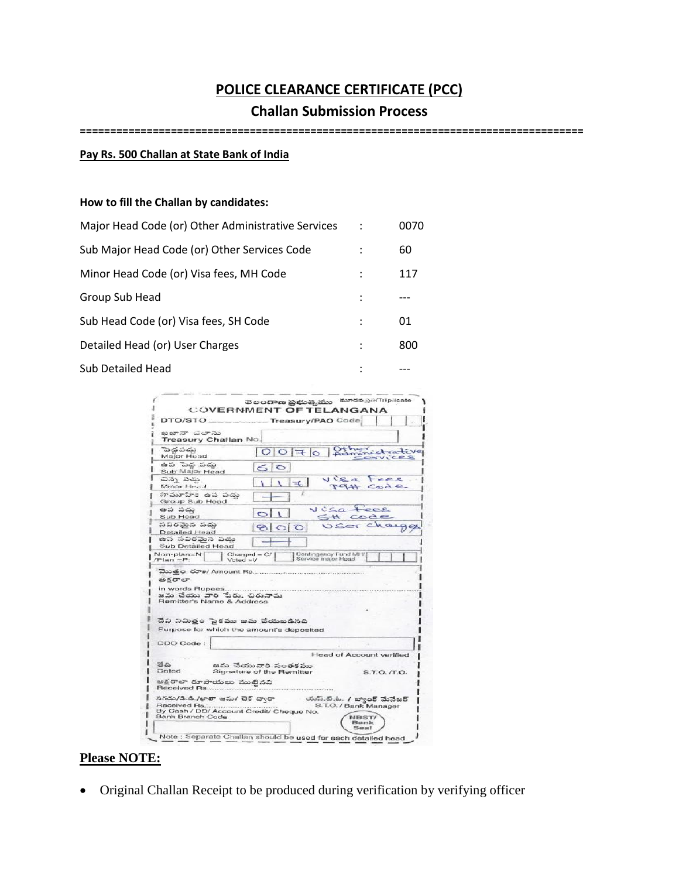# POLICE CLEARANCE CERTIFICATE (PCC)

## Challan Submission Process

================================================================================

**Pay Rs. 500 Challan at State Bank of India**

**How to fill the Challan by candidates:**

| | | |
|---|---|---|
| Major Head Code (or) Other Administrative Services | : | 0070 |
| Sub Major Head Code (or) Other Services Code | : | 60 |
| Minor Head Code (or) Visa fees, MH Code | : | 117 |
| Group Sub Head | : | --- |
| Sub Head Code (or) Visa fees, SH Code | : | 01 |
| Detailed Head (or) User Charges | : | 800 |
| Sub Detailed Head | : | --- |

GOVERNMENT OF TELANGANA — Triplicate

DTO/STO ________ Treasury/PAO Code

Treasury Challan No.

| | | |
|---|---|---|
| Major Head | 0070 | Other Administrative Services |
| Sub Major Head | 60 | |
| Minor Head | 117 | Visa Fees MH Code |
| Group Sub Head | — | |
| Sub Head | 01 | Visa Fees SH Code |
| Detailed Head | 800 | User charges |
| Sub Detailed Head | — | |

Non-plan=N /Plan =P: | Charged = C/ Voted = V | Contingency Fund MH/ Service major Head

Amount Rs.

in words Rupees

Remitter's Name & Address

Purpose for which the amount's deposited

DDO Code :

Head of Account verified

Dated | Signature of the Remitter | S.T.O. /T.O.

Received Rs.

Received Rs. By Cash / DD/ Account Credit/ Cheque No. | S.T.O. / Bank Manager

Bank Branch Code | NBST/ Bank Seal

Note : Separate Challan should be used for each detailed head

## Please NOTE:

- Original Challan Receipt to be produced during verification by verifying officer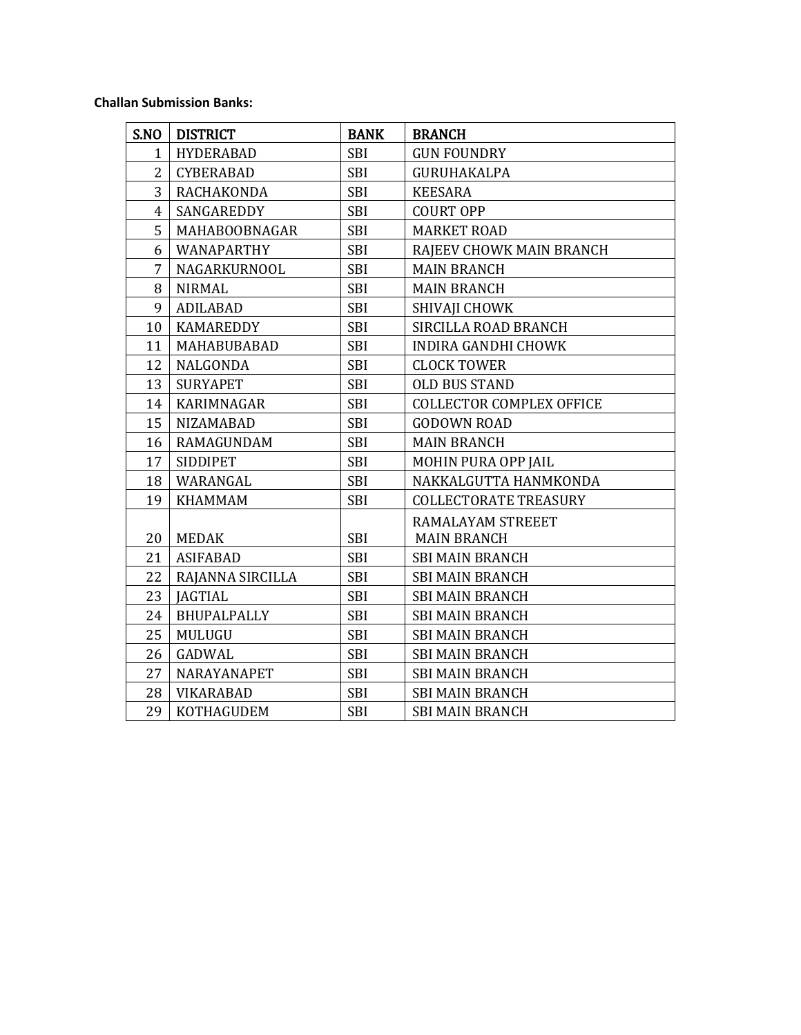**Challan Submission Banks:**

| S.NO | DISTRICT | BANK | BRANCH |
|---|---|---|---|
| 1 | HYDERABAD | SBI | GUN FOUNDRY |
| 2 | CYBERABAD | SBI | GURUHAKALPA |
| 3 | RACHAKONDA | SBI | KEESARA |
| 4 | SANGAREDDY | SBI | COURT OPP |
| 5 | MAHABOOBNAGAR | SBI | MARKET ROAD |
| 6 | WANAPARTHY | SBI | RAJEEV CHOWK MAIN BRANCH |
| 7 | NAGARKURNOOL | SBI | MAIN BRANCH |
| 8 | NIRMAL | SBI | MAIN BRANCH |
| 9 | ADILABAD | SBI | SHIVAJI CHOWK |
| 10 | KAMAREDDY | SBI | SIRCILLA ROAD BRANCH |
| 11 | MAHABUBABAD | SBI | INDIRA GANDHI CHOWK |
| 12 | NALGONDA | SBI | CLOCK TOWER |
| 13 | SURYAPET | SBI | OLD BUS STAND |
| 14 | KARIMNAGAR | SBI | COLLECTOR COMPLEX OFFICE |
| 15 | NIZAMABAD | SBI | GODOWN ROAD |
| 16 | RAMAGUNDAM | SBI | MAIN BRANCH |
| 17 | SIDDIPET | SBI | MOHIN PURA OPP JAIL |
| 18 | WARANGAL | SBI | NAKKALGUTTA HANMKONDA |
| 19 | KHAMMAM | SBI | COLLECTORATE TREASURY |
| 20 | MEDAK | SBI | RAMALAYAM STREEET MAIN BRANCH |
| 21 | ASIFABAD | SBI | SBI MAIN BRANCH |
| 22 | RAJANNA SIRCILLA | SBI | SBI MAIN BRANCH |
| 23 | JAGTIAL | SBI | SBI MAIN BRANCH |
| 24 | BHUPALPALLY | SBI | SBI MAIN BRANCH |
| 25 | MULUGU | SBI | SBI MAIN BRANCH |
| 26 | GADWAL | SBI | SBI MAIN BRANCH |
| 27 | NARAYANAPET | SBI | SBI MAIN BRANCH |
| 28 | VIKARABAD | SBI | SBI MAIN BRANCH |
| 29 | KOTHAGUDEM | SBI | SBI MAIN BRANCH |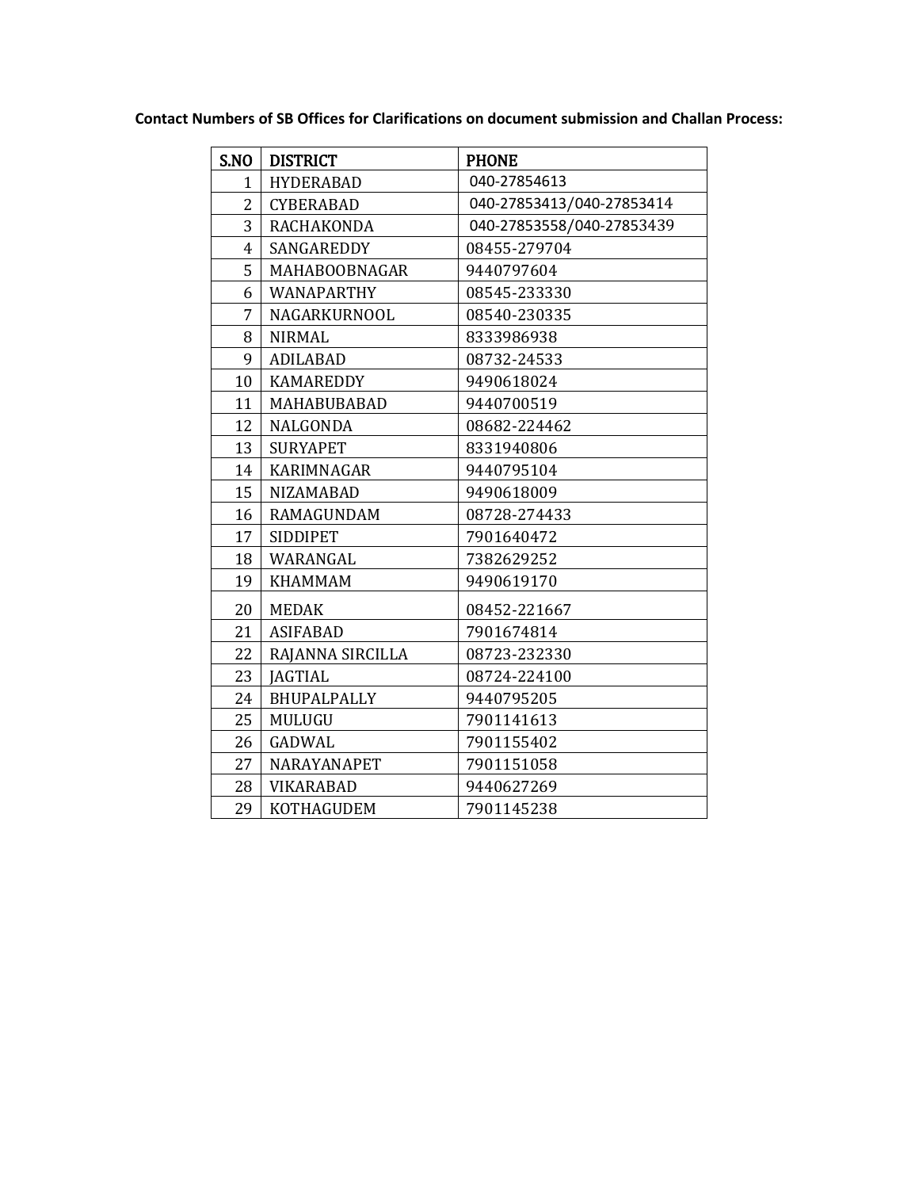**Contact Numbers of SB Offices for Clarifications on document submission and Challan Process:**

| S.NO | DISTRICT | PHONE |
|---|---|---|
| 1 | HYDERABAD | 040-27854613 |
| 2 | CYBERABAD | 040-27853413/040-27853414 |
| 3 | RACHAKONDA | 040-27853558/040-27853439 |
| 4 | SANGAREDDY | 08455-279704 |
| 5 | MAHABOOBNAGAR | 9440797604 |
| 6 | WANAPARTHY | 08545-233330 |
| 7 | NAGARKURNOOL | 08540-230335 |
| 8 | NIRMAL | 8333986938 |
| 9 | ADILABAD | 08732-24533 |
| 10 | KAMAREDDY | 9490618024 |
| 11 | MAHABUBABAD | 9440700519 |
| 12 | NALGONDA | 08682-224462 |
| 13 | SURYAPET | 8331940806 |
| 14 | KARIMNAGAR | 9440795104 |
| 15 | NIZAMABAD | 9490618009 |
| 16 | RAMAGUNDAM | 08728-274433 |
| 17 | SIDDIPET | 7901640472 |
| 18 | WARANGAL | 7382629252 |
| 19 | KHAMMAM | 9490619170 |
| 20 | MEDAK | 08452-221667 |
| 21 | ASIFABAD | 7901674814 |
| 22 | RAJANNA SIRCILLA | 08723-232330 |
| 23 | JAGTIAL | 08724-224100 |
| 24 | BHUPALPALLY | 9440795205 |
| 25 | MULUGU | 7901141613 |
| 26 | GADWAL | 7901155402 |
| 27 | NARAYANAPET | 7901151058 |
| 28 | VIKARABAD | 9440627269 |
| 29 | KOTHAGUDEM | 7901145238 |